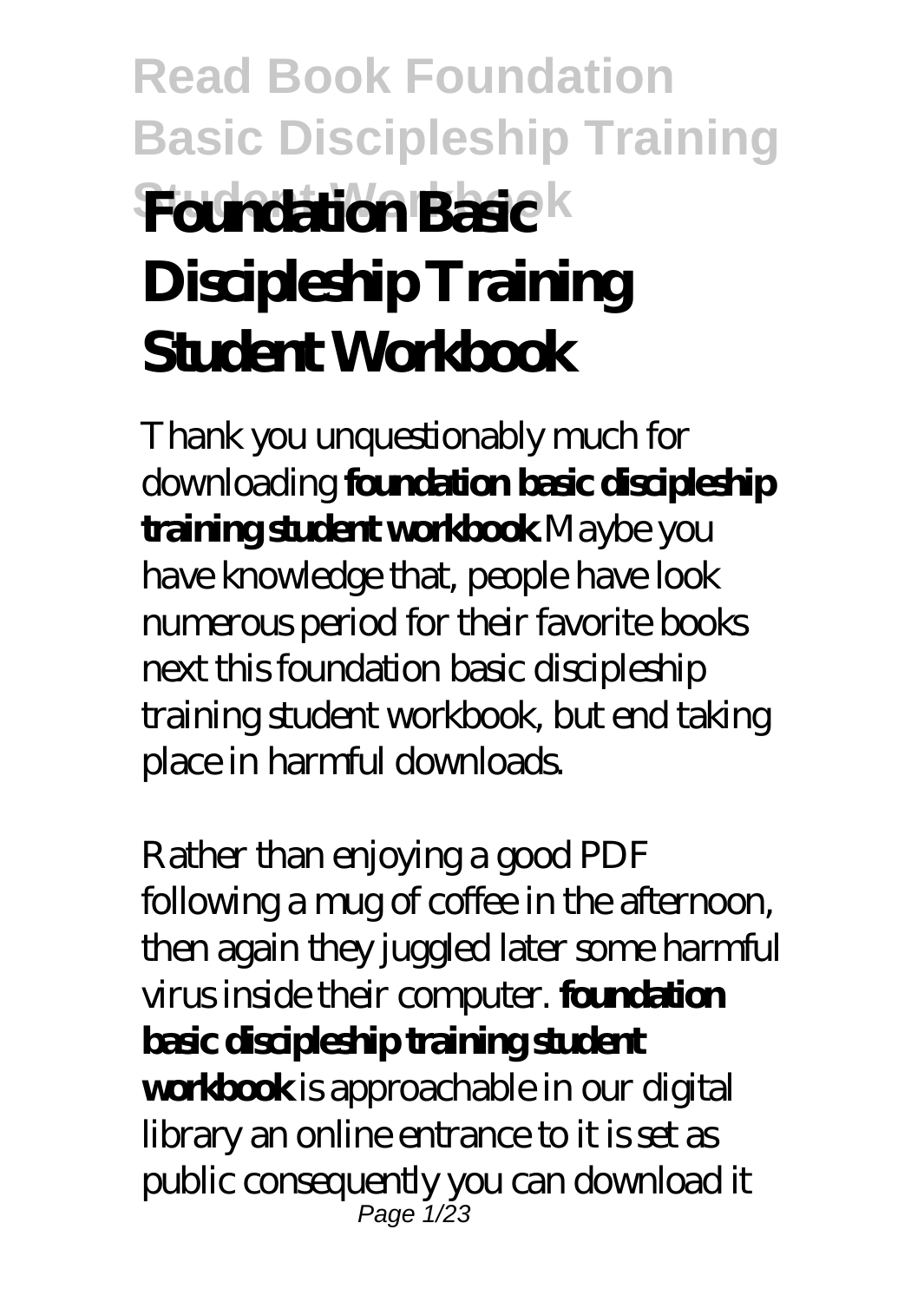# Read Book Foundation Basic Discipleship Training Student Workbook

# Foundation Basic Discipleship Training Student Workbook

Thank you unquestionably much for downloading **foundation basic discipleship training student workbook**.Maybe you have knowledge that, people have look numerous period for their favorite books next this foundation basic discipleship training student workbook, but end taking place in harmful downloads.

Rather than enjoying a good PDF following a mug of coffee in the afternoon, then again they juggled later some harmful virus inside their computer. **foundation basic discipleship training student workbook** is approachable in our digital library an online entrance to it is set as public consequently you can download it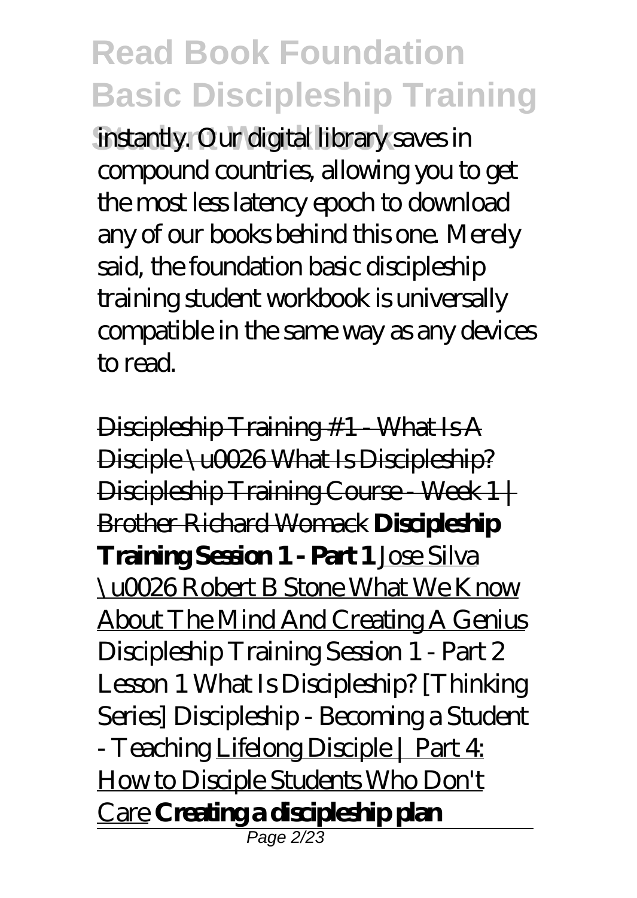instantly. Our digital library saves in compound countries, allowing you to get the most less latency epoch to download any of our books behind this one. Merely said, the foundation basic discipleship training student workbook is universally compatible in the same way as any devices to read.

Discipleship Training #1 - What Is A Disciple \u0026 What Is Discipleship? Discipleship Training Course - Week 1 | Brother Richard Womack **Discipleship Training Session 1 - Part 1** Jose Silva \u0026 Robert B Stone What We Know About The Mind And Creating A Genius *Discipleship Training Session 1 - Part 2* *Lesson 1 What Is Discipleship? [Thinking Series]* *Discipleship - Becoming a Student - Teaching* Lifelong Disciple | Part 4: How to Disciple Students Who Don't Care **Creating a discipleship plan**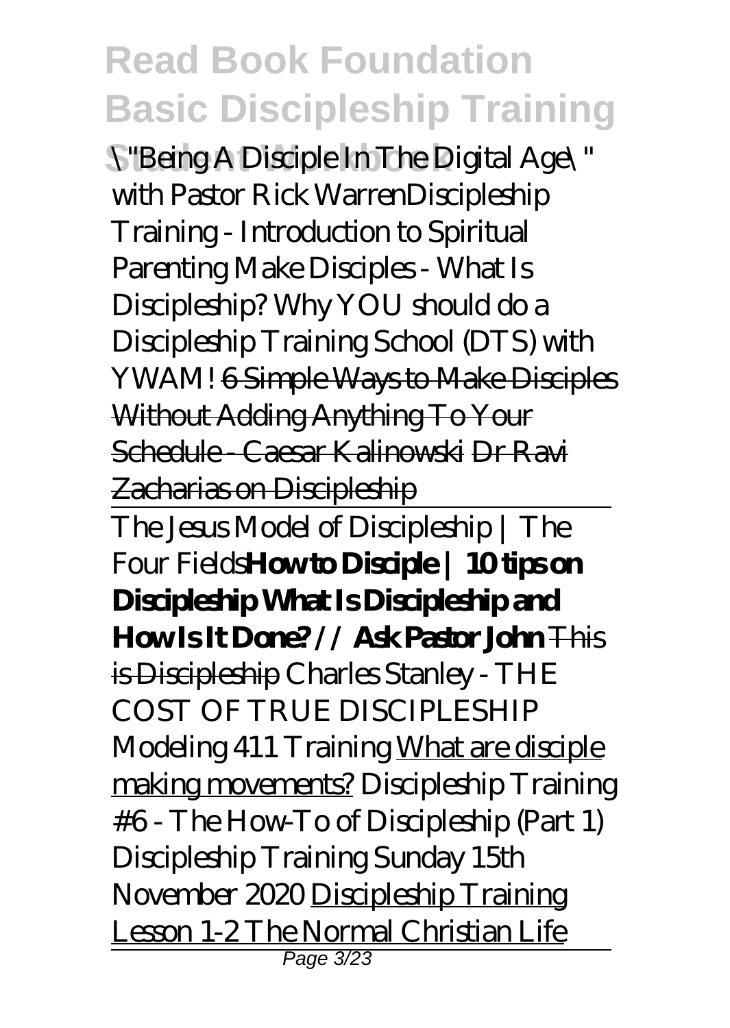# Read Book Foundation Basic Discipleship Training Student Workbook

*\"Being A Disciple In The Digital Age\" with Pastor Rick Warren* *Discipleship Training - Introduction to Spiritual Parenting* *Make Disciples - What Is Discipleship?* *Why YOU should do a Discipleship Training School (DTS) with YWAM!* 6 Simple Ways to Make Disciples Without Adding Anything To Your Schedule - Caesar Kalinowski Dr Ravi Zacharias on Discipleship

The Jesus Model of Discipleship | The Four Fields **How to Disciple | 10 tips on Discipleship** **What Is Discipleship and How Is It Done? // Ask Pastor John** This is Discipleship *Charles Stanley - THE COST OF TRUE DISCIPLESHIP* *Modeling 411 Training* What are disciple making movements? *Discipleship Training #6 - The How-To of Discipleship (Part 1)* *Discipleship Training Sunday 15th November 2020* Discipleship Training Lesson 1-2 The Normal Christian Life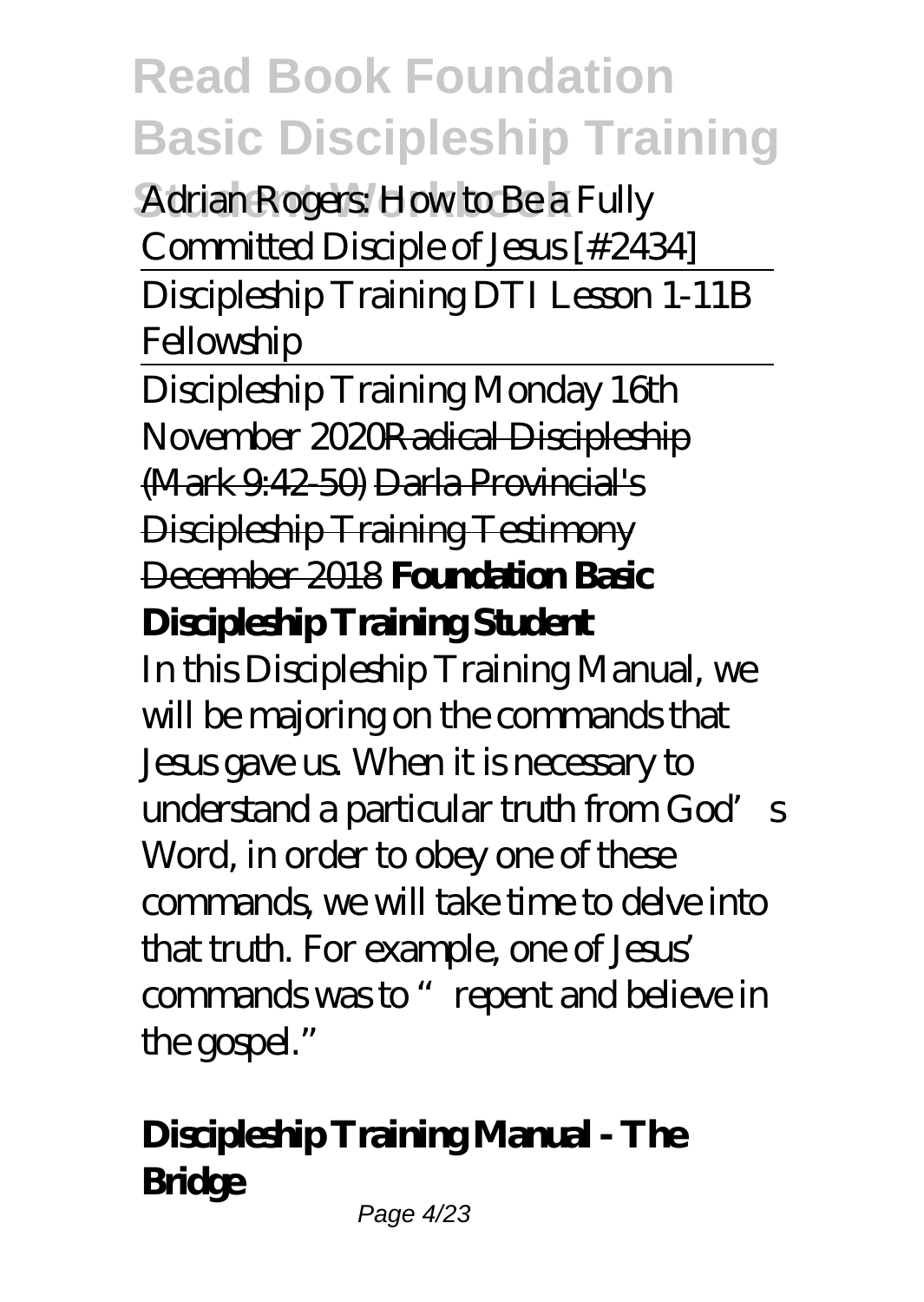*Adrian Rogers: How to Be a Fully Committed Disciple of Jesus [#2434]*

Discipleship Training DTI Lesson 1-11B Fellowship

Discipleship Training Monday 16th November 2020~~Radical Discipleship (Mark 9:42-50)~~ ~~Darla Provincial's Discipleship Training Testimony December 2018~~ **Foundation Basic Discipleship Training Student**

In this Discipleship Training Manual, we will be majoring on the commands that Jesus gave us. When it is necessary to understand a particular truth from God's Word, in order to obey one of these commands, we will take time to delve into that truth. For example, one of Jesus' commands was to "repent and believe in the gospel."

## **Discipleship Training Manual - The Bridge**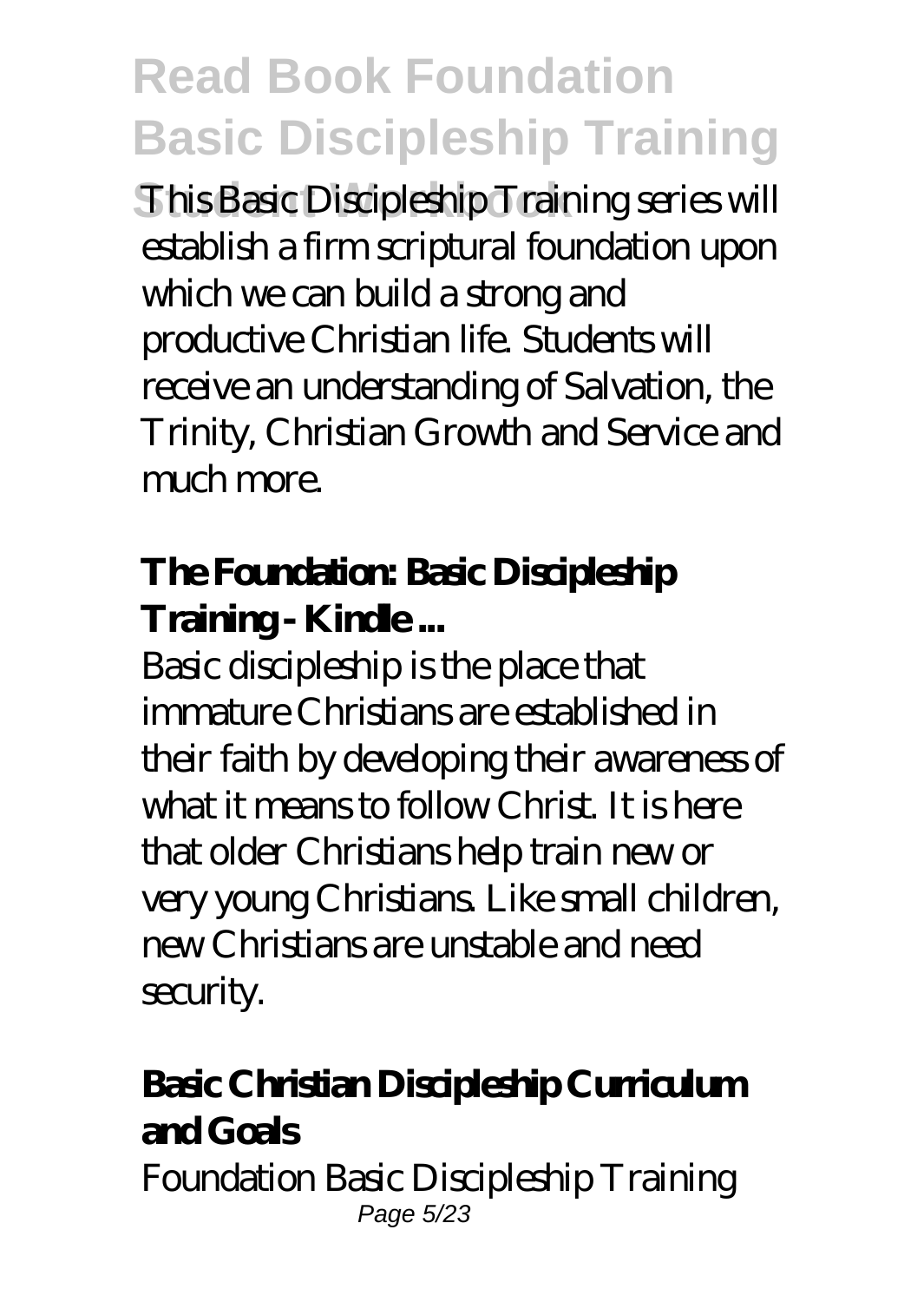This Basic Discipleship Training series will establish a firm scriptural foundation upon which we can build a strong and productive Christian life. Students will receive an understanding of Salvation, the Trinity, Christian Growth and Service and much more.

## The Foundation: Basic Discipleship Training - Kindle ...

Basic discipleship is the place that immature Christians are established in their faith by developing their awareness of what it means to follow Christ. It is here that older Christians help train new or very young Christians. Like small children, new Christians are unstable and need security.

## Basic Christian Discipleship Curriculum and Goals

Foundation Basic Discipleship Training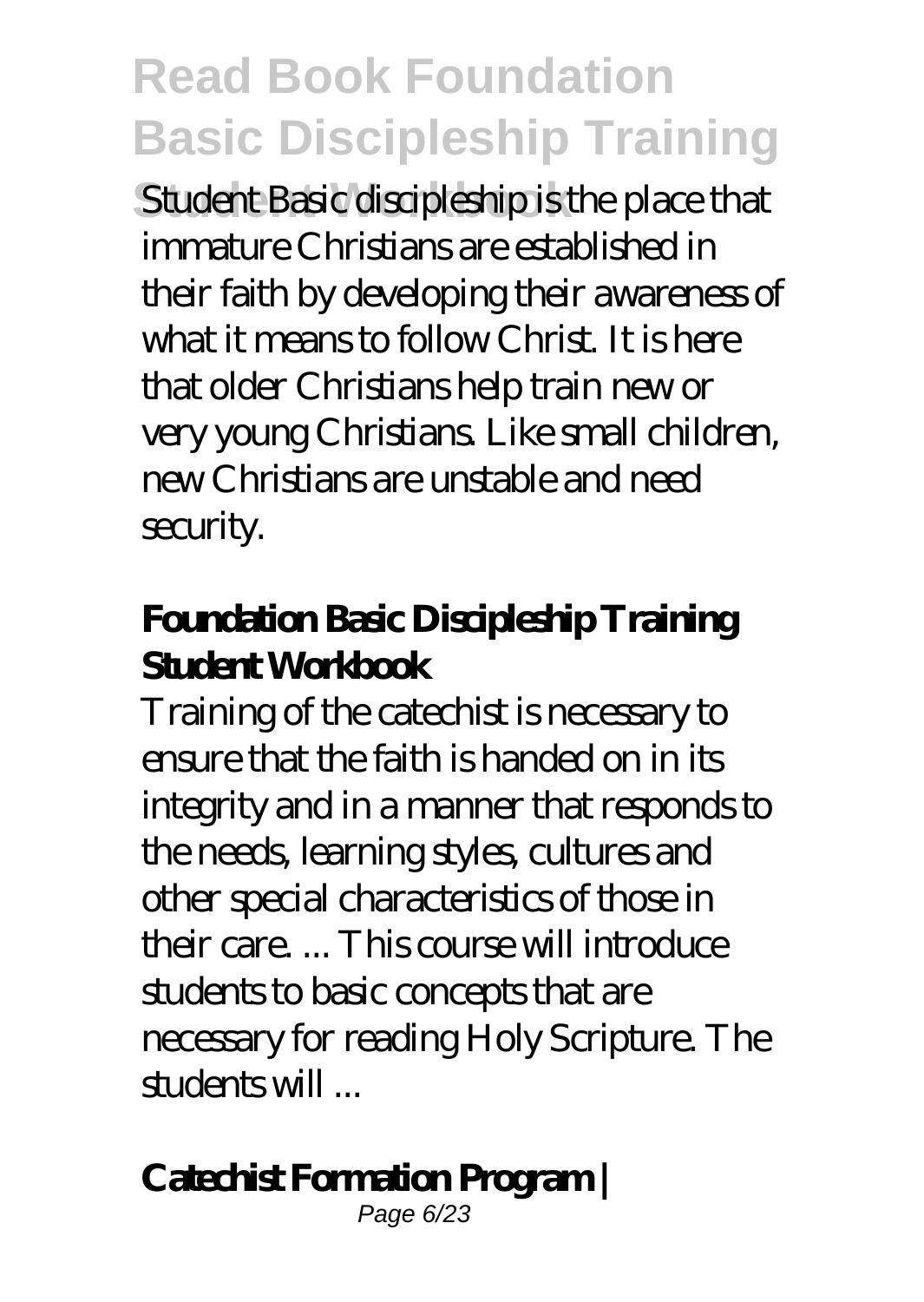Student Basic discipleship is the place that immature Christians are established in their faith by developing their awareness of what it means to follow Christ. It is here that older Christians help train new or very young Christians. Like small children, new Christians are unstable and need security.

### Foundation Basic Discipleship Training Student Workbook

Training of the catechist is necessary to ensure that the faith is handed on in its integrity and in a manner that responds to the needs, learning styles, cultures and other special characteristics of those in their care. ... This course will introduce students to basic concepts that are necessary for reading Holy Scripture. The students will ...

### Catechist Formation Program |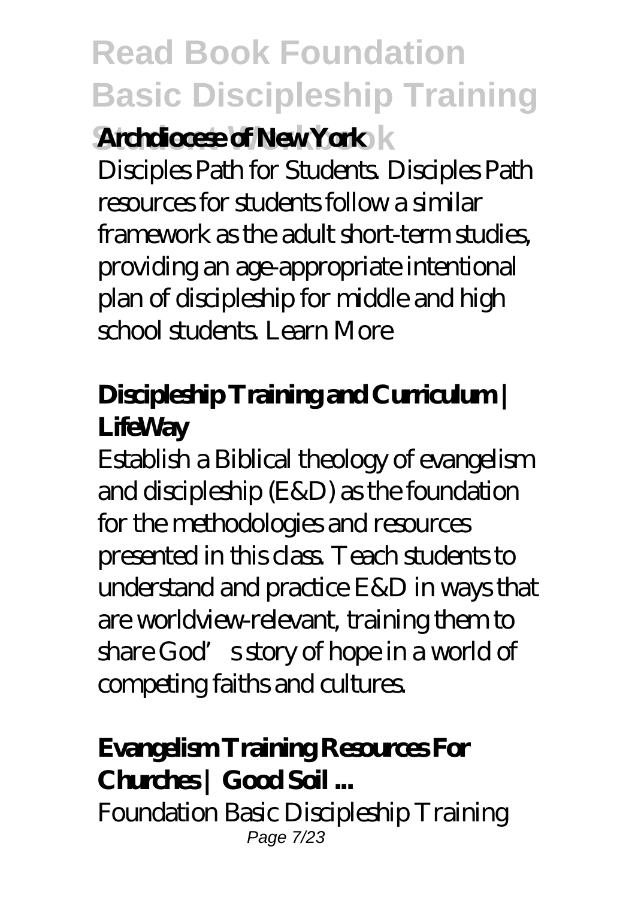**Archdiocese of New York**

Disciples Path for Students. Disciples Path resources for students follow a similar framework as the adult short-term studies, providing an age-appropriate intentional plan of discipleship for middle and high school students. Learn More

### **Discipleship Training and Curriculum | LifeWay**

Establish a Biblical theology of evangelism and discipleship (E&D) as the foundation for the methodologies and resources presented in this class. Teach students to understand and practice E&D in ways that are worldview-relevant, training them to share God's story of hope in a world of competing faiths and cultures.

### **Evangelism Training Resources For Churches | Good Soil ...**

Foundation Basic Discipleship Training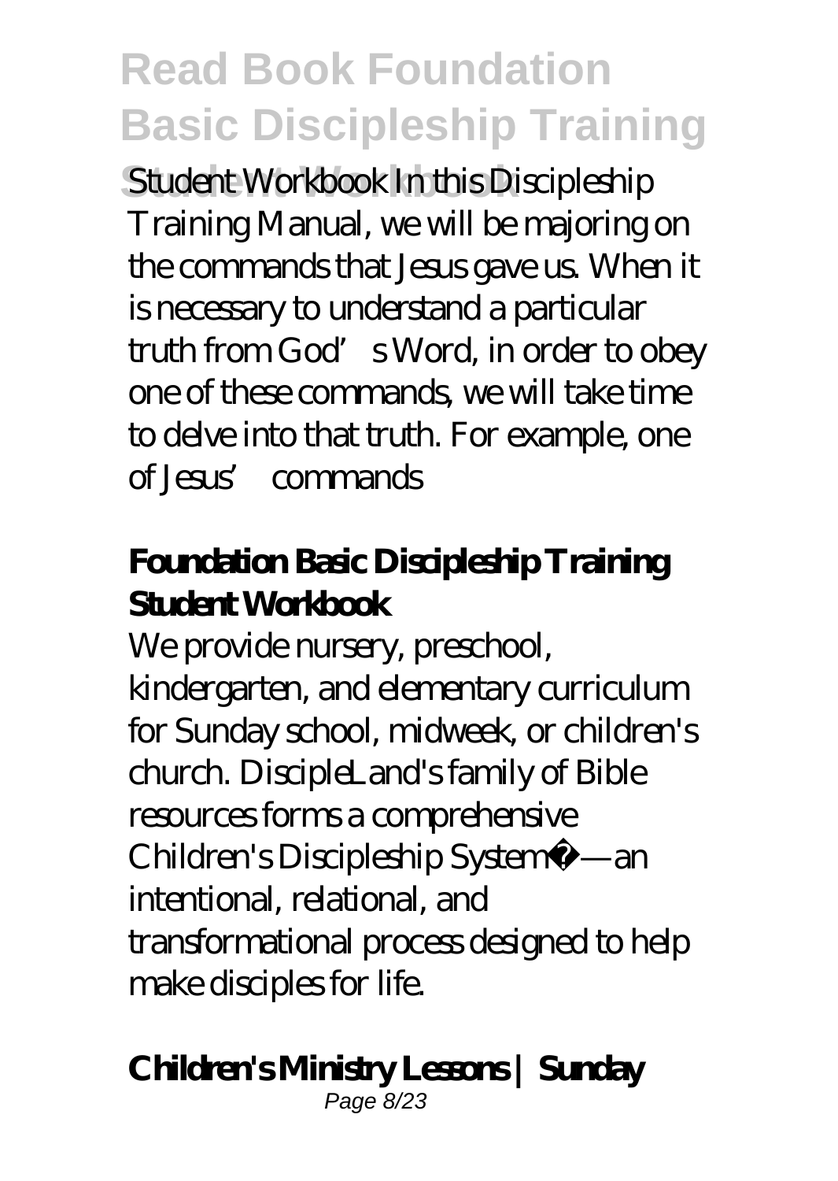Student Workbook In this Discipleship Training Manual, we will be majoring on the commands that Jesus gave us. When it is necessary to understand a particular truth from God's Word, in order to obey one of these commands, we will take time to delve into that truth. For example, one of Jesus' commands

**Foundation Basic Discipleship Training Student Workbook**

We provide nursery, preschool, kindergarten, and elementary curriculum for Sunday school, midweek, or children's church. DiscipleLand's family of Bible resources forms a comprehensive Children's Discipleship System®—an intentional, relational, and transformational process designed to help make disciples for life.

**Children's Ministry Lessons | Sunday**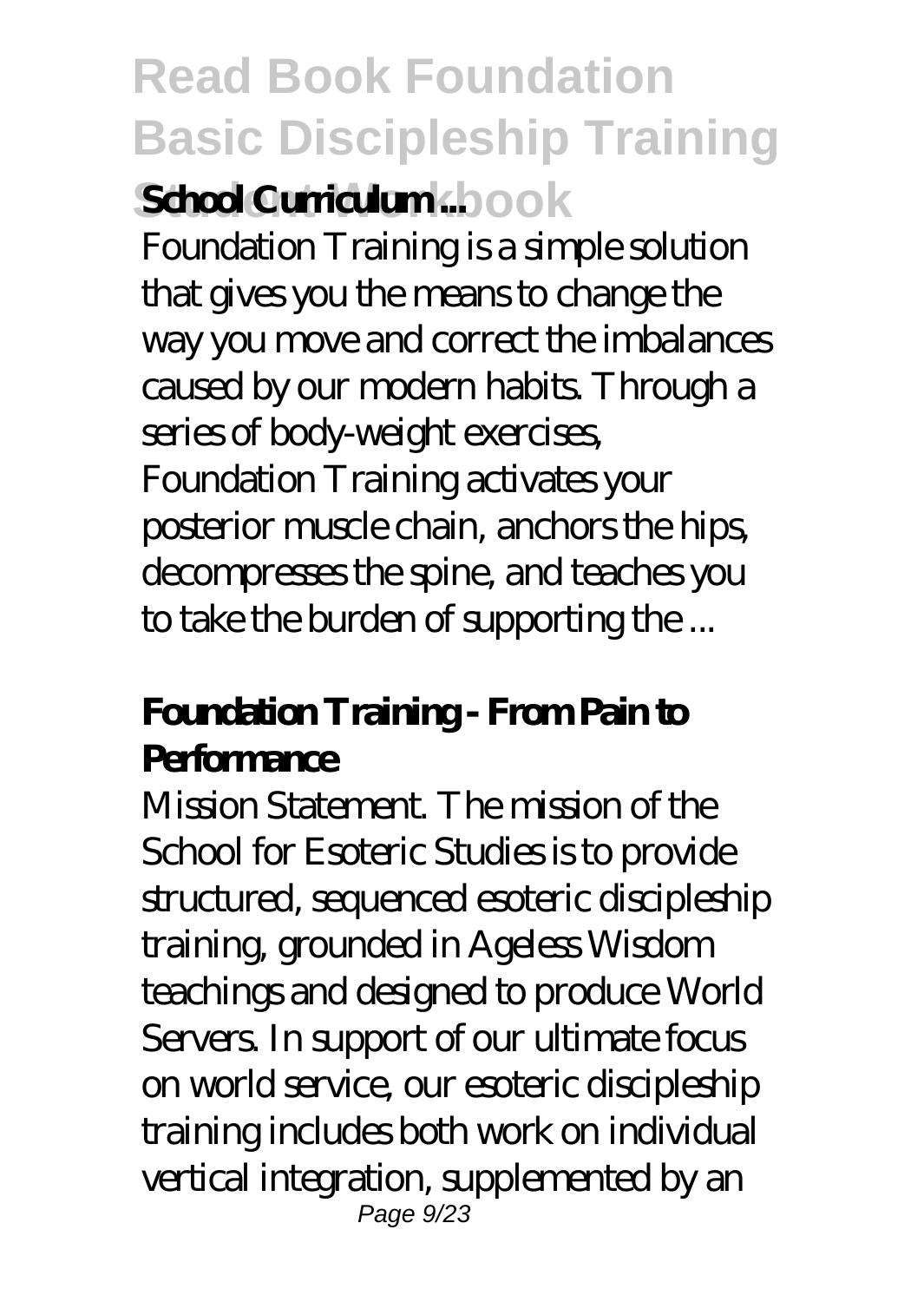**School Curriculum ...**

Foundation Training is a simple solution that gives you the means to change the way you move and correct the imbalances caused by our modern habits. Through a series of body-weight exercises, Foundation Training activates your posterior muscle chain, anchors the hips, decompresses the spine, and teaches you to take the burden of supporting the ...

### Foundation Training - From Pain to Performance

Mission Statement. The mission of the School for Esoteric Studies is to provide structured, sequenced esoteric discipleship training, grounded in Ageless Wisdom teachings and designed to produce World Servers. In support of our ultimate focus on world service, our esoteric discipleship training includes both work on individual vertical integration, supplemented by an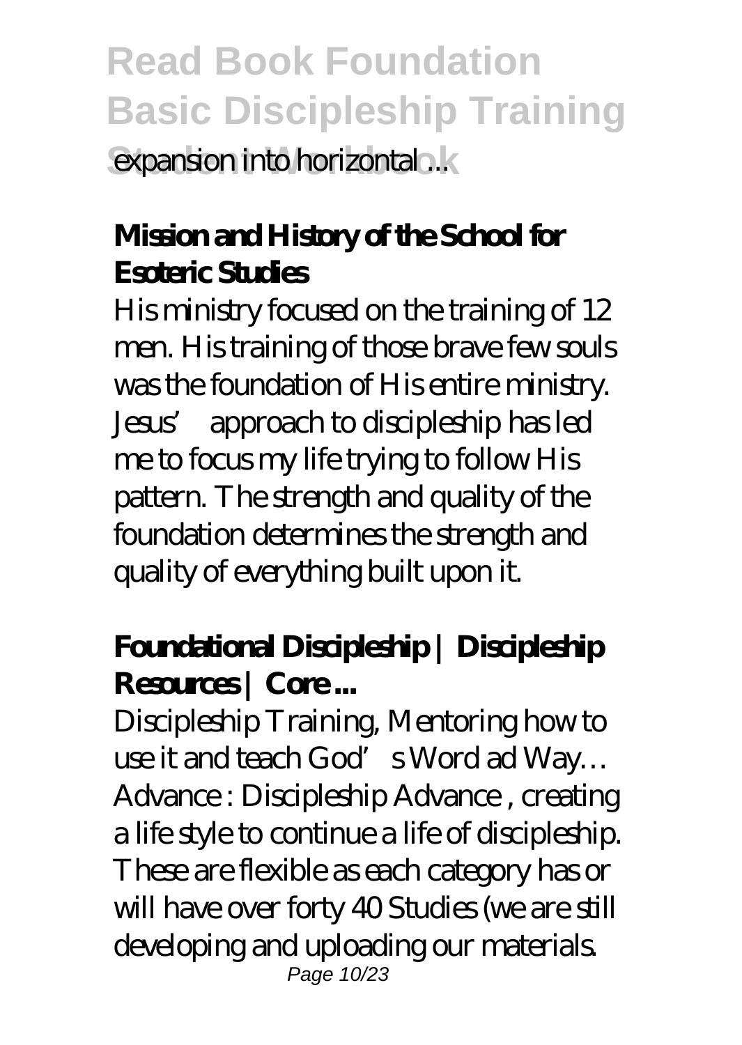expansion into horizontal ...

**Mission and History of the School for Esoteric Studies**

His ministry focused on the training of 12 men. His training of those brave few souls was the foundation of His entire ministry. Jesus' approach to discipleship has led me to focus my life trying to follow His pattern. The strength and quality of the foundation determines the strength and quality of everything built upon it.

**Foundational Discipleship | Discipleship Resources | Core ...**

Discipleship Training, Mentoring how to use it and teach God's Word ad Way… Advance : Discipleship Advance , creating a life style to continue a life of discipleship. These are flexible as each category has or will have over forty 40 Studies (we are still developing and uploading our materials.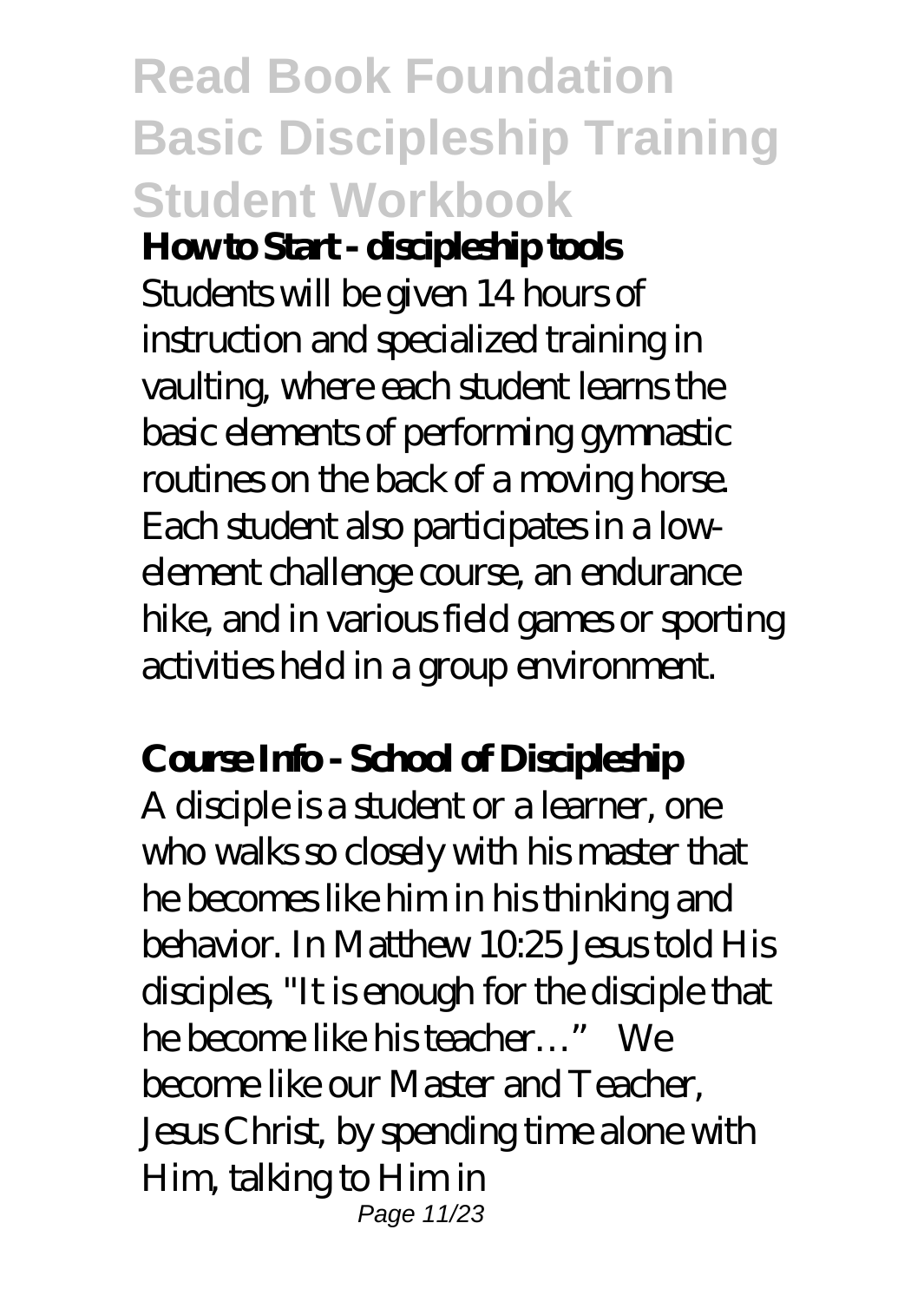**How to Start - discipleship tools**

Students will be given 14 hours of instruction and specialized training in vaulting, where each student learns the basic elements of performing gymnastic routines on the back of a moving horse. Each student also participates in a low-element challenge course, an endurance hike, and in various field games or sporting activities held in a group environment.

**Course Info - School of Discipleship**

A disciple is a student or a learner, one who walks so closely with his master that he becomes like him in his thinking and behavior. In Matthew 10:25 Jesus told His disciples, "It is enough for the disciple that he become like his teacher…" We become like our Master and Teacher, Jesus Christ, by spending time alone with Him, talking to Him in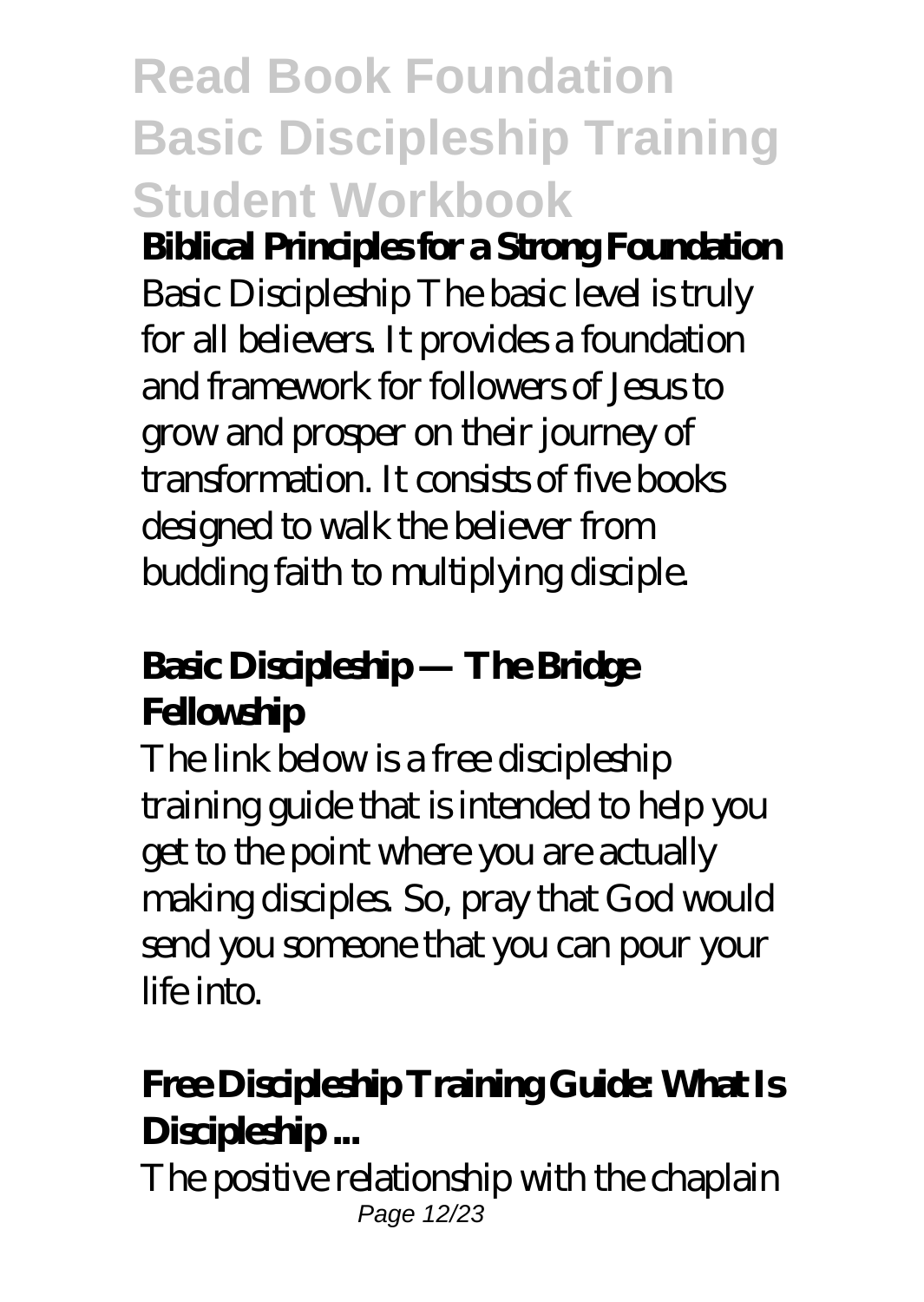# Read Book Foundation Basic Discipleship Training Student Workbook

**Biblical Principles for a Strong Foundation**

Basic Discipleship The basic level is truly for all believers. It provides a foundation and framework for followers of Jesus to grow and prosper on their journey of transformation. It consists of five books designed to walk the believer from budding faith to multiplying disciple.

### **Basic Discipleship — The Bridge Fellowship**

The link below is a free discipleship training guide that is intended to help you get to the point where you are actually making disciples. So, pray that God would send you someone that you can pour your life into.

### **Free Discipleship Training Guide: What Is Discipleship ...**

The positive relationship with the chaplain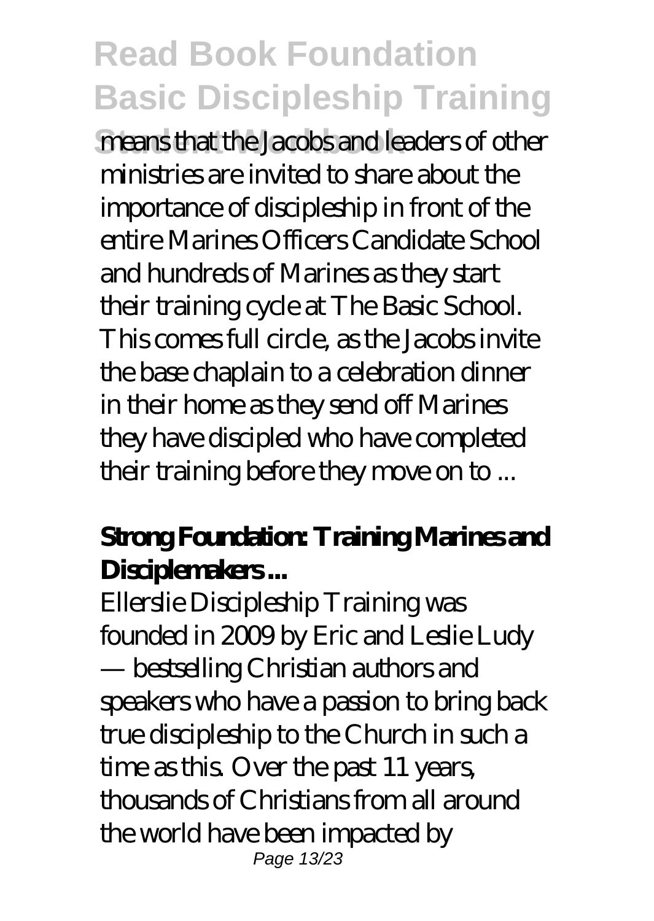means that the Jacobs and leaders of other ministries are invited to share about the importance of discipleship in front of the entire Marines Officers Candidate School and hundreds of Marines as they start their training cycle at The Basic School. This comes full circle, as the Jacobs invite the base chaplain to a celebration dinner in their home as they send off Marines they have discipled who have completed their training before they move on to ...

### **Strong Foundation: Training Marines and Disciplemakers ...**

Ellerslie Discipleship Training was founded in 2009 by Eric and Leslie Ludy — bestselling Christian authors and speakers who have a passion to bring back true discipleship to the Church in such a time as this. Over the past 11 years, thousands of Christians from all around the world have been impacted by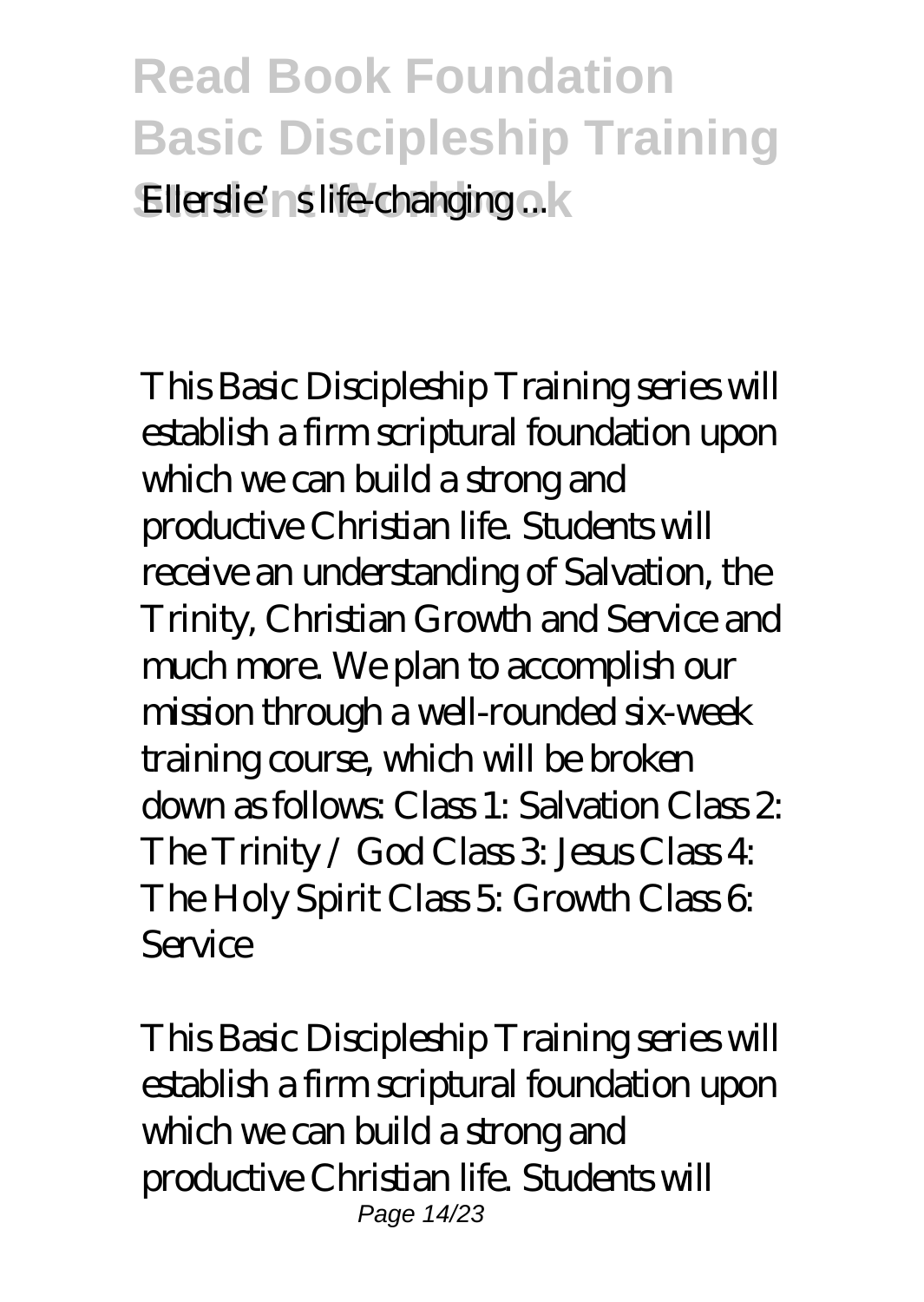Ellerslie's life-changing ...

This Basic Discipleship Training series will establish a firm scriptural foundation upon which we can build a strong and productive Christian life. Students will receive an understanding of Salvation, the Trinity, Christian Growth and Service and much more. We plan to accomplish our mission through a well-rounded six-week training course, which will be broken down as follows: Class 1: Salvation Class 2: The Trinity / God Class 3: Jesus Class 4: The Holy Spirit Class 5: Growth Class 6: Service

This Basic Discipleship Training series will establish a firm scriptural foundation upon which we can build a strong and productive Christian life. Students will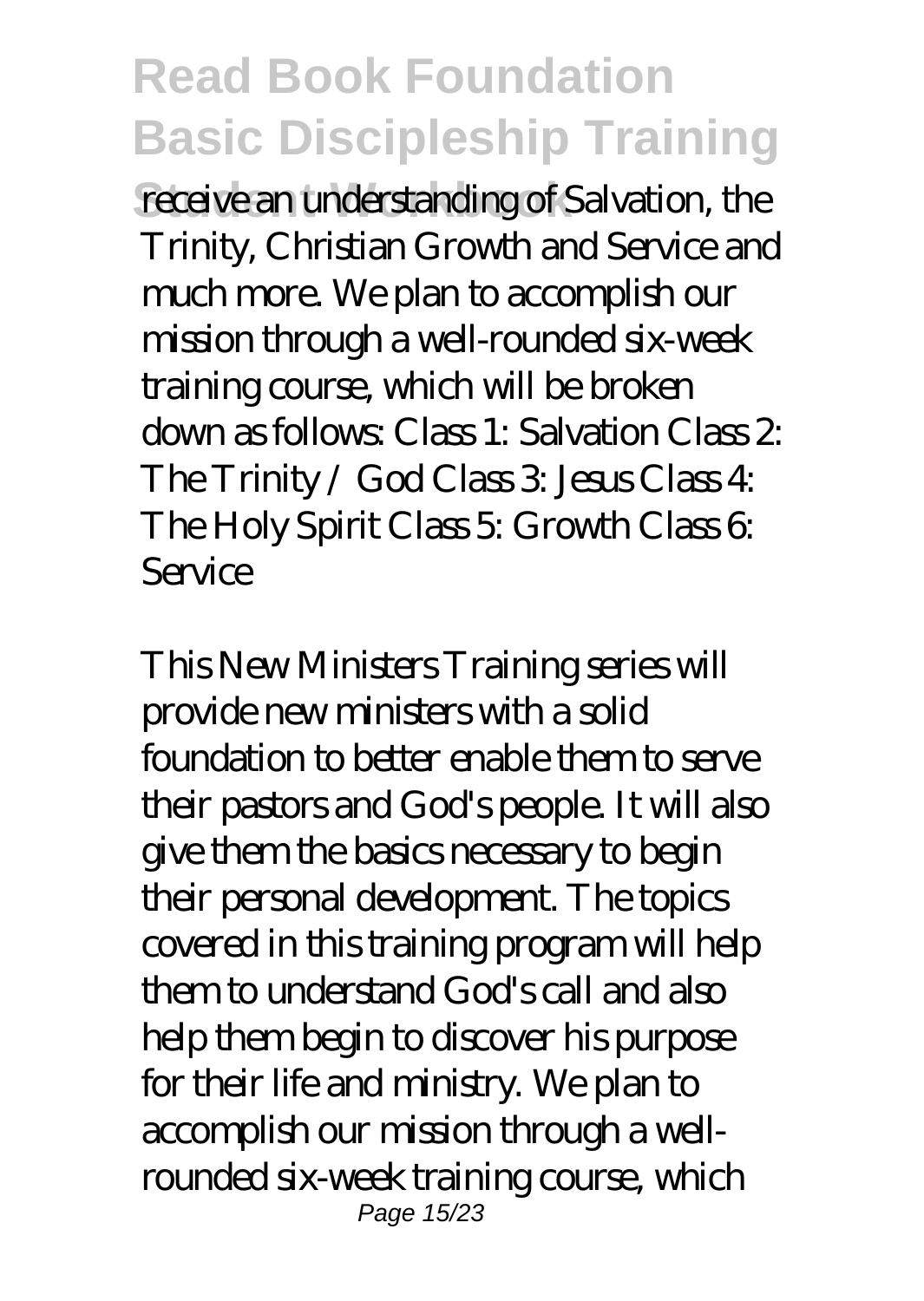receive an understanding of Salvation, the Trinity, Christian Growth and Service and much more. We plan to accomplish our mission through a well-rounded six-week training course, which will be broken down as follows: Class 1: Salvation Class 2: The Trinity / God Class 3: Jesus Class 4: The Holy Spirit Class 5: Growth Class 6: Service

This New Ministers Training series will provide new ministers with a solid foundation to better enable them to serve their pastors and God's people. It will also give them the basics necessary to begin their personal development. The topics covered in this training program will help them to understand God's call and also help them begin to discover his purpose for their life and ministry. We plan to accomplish our mission through a well-rounded six-week training course, which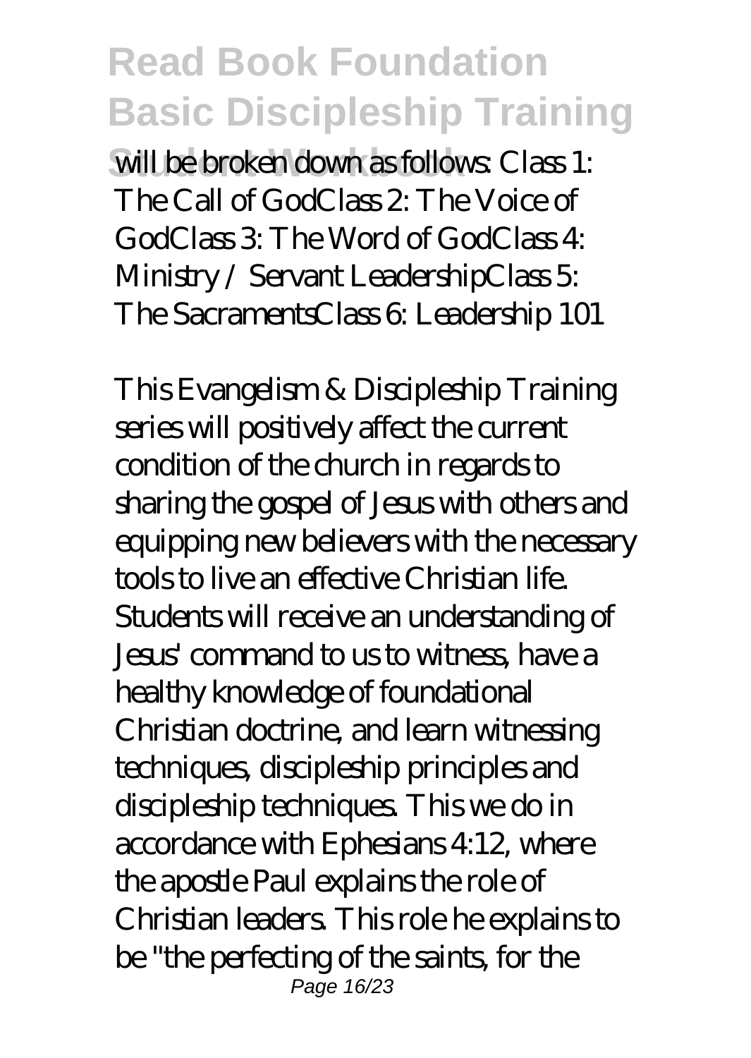will be broken down as follows: Class 1: The Call of GodClass 2: The Voice of GodClass 3: The Word of GodClass 4: Ministry / Servant LeadershipClass 5: The SacramentsClass 6: Leadership 101

This Evangelism & Discipleship Training series will positively affect the current condition of the church in regards to sharing the gospel of Jesus with others and equipping new believers with the necessary tools to live an effective Christian life. Students will receive an understanding of Jesus' command to us to witness, have a healthy knowledge of foundational Christian doctrine, and learn witnessing techniques, discipleship principles and discipleship techniques. This we do in accordance with Ephesians 4:12, where the apostle Paul explains the role of Christian leaders. This role he explains to be "the perfecting of the saints, for the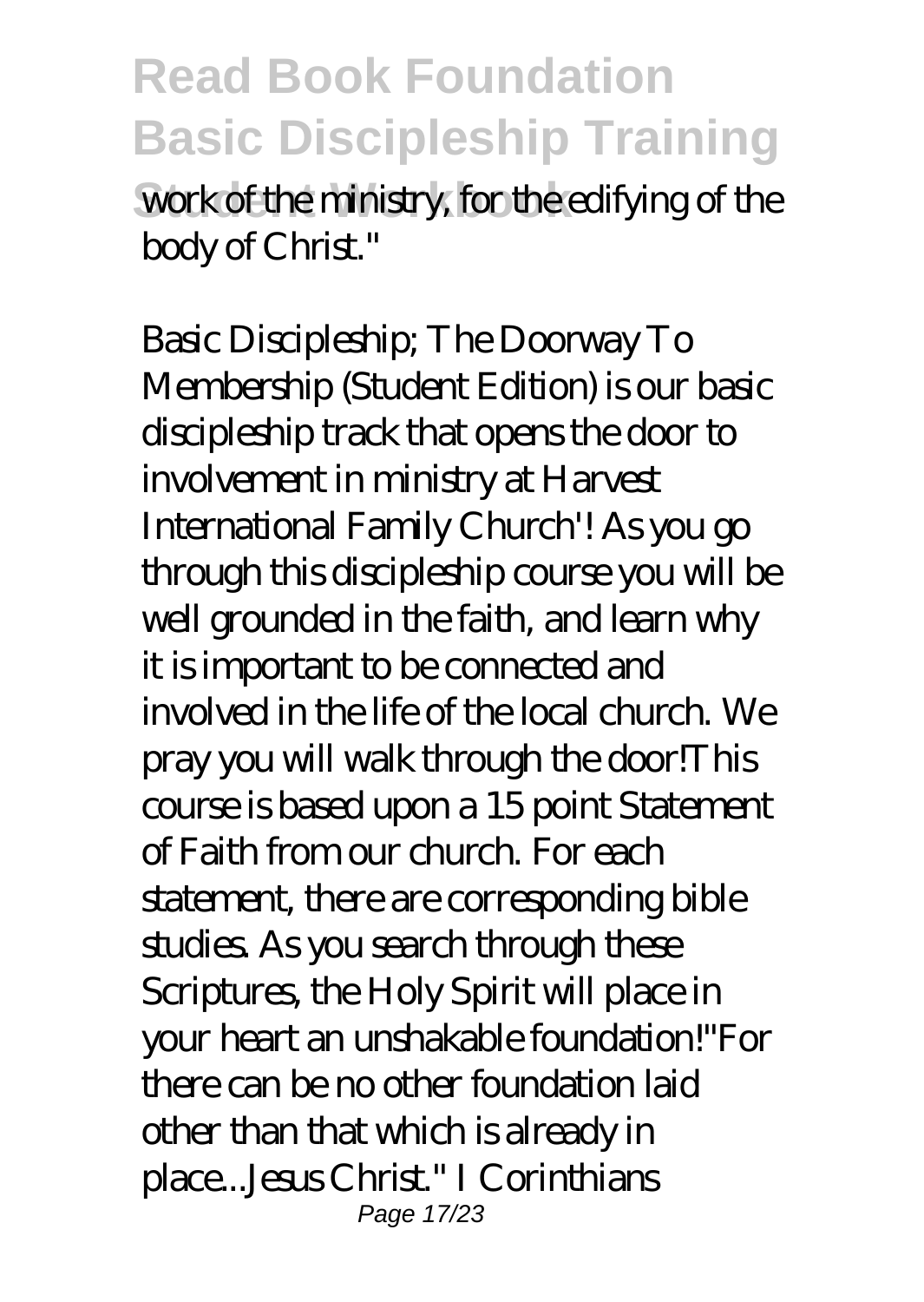work of the ministry, for the edifying of the body of Christ."

Basic Discipleship; The Doorway To Membership (Student Edition) is our basic discipleship track that opens the door to involvement in ministry at Harvest International Family Church'! As you go through this discipleship course you will be well grounded in the faith, and learn why it is important to be connected and involved in the life of the local church. We pray you will walk through the door!This course is based upon a 15 point Statement of Faith from our church. For each statement, there are corresponding bible studies. As you search through these Scriptures, the Holy Spirit will place in your heart an unshakable foundation!"For there can be no other foundation laid other than that which is already in place...Jesus Christ." I Corinthians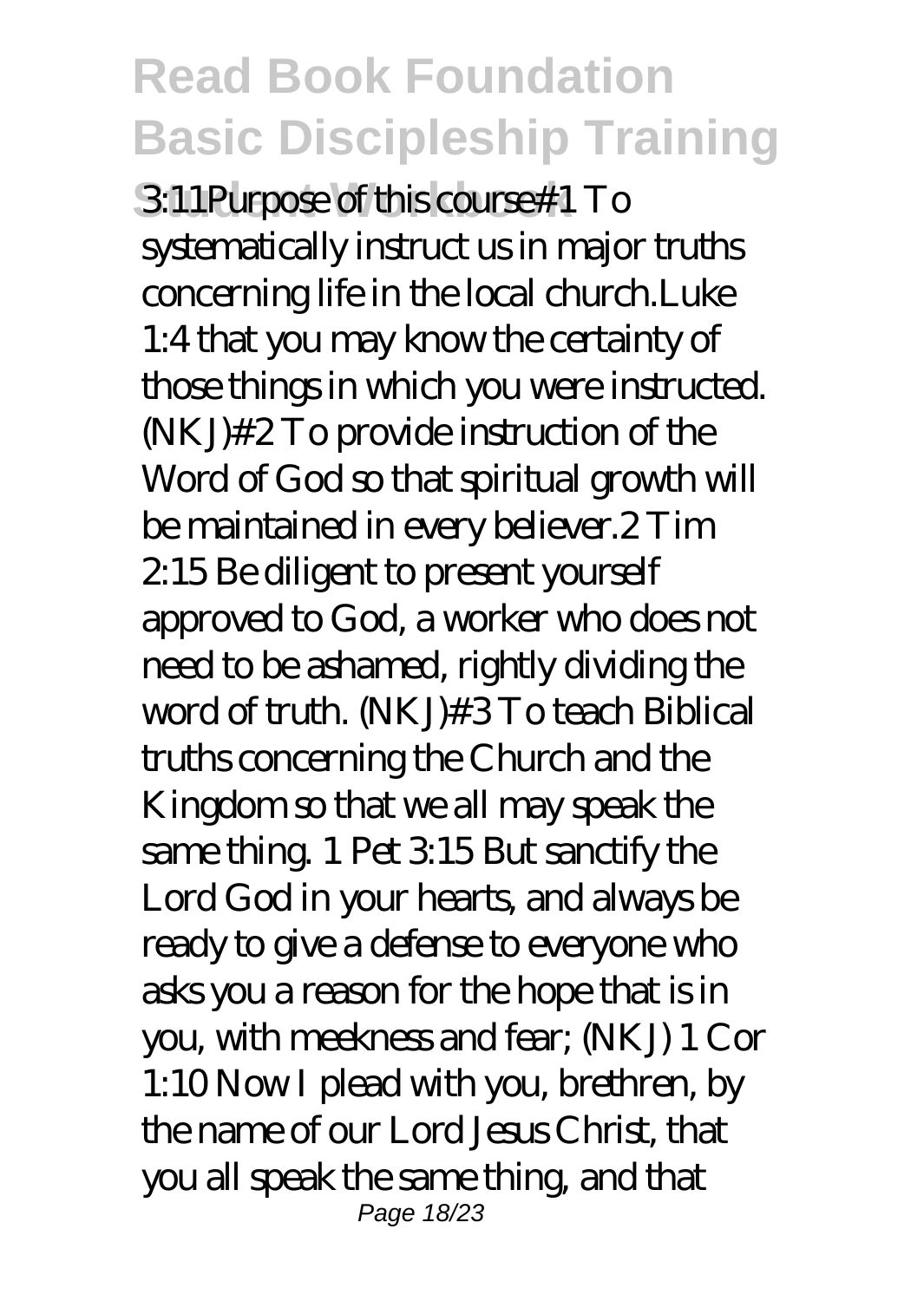3:11Purpose of this course#1 To systematically instruct us in major truths concerning life in the local church.Luke 1:4 that you may know the certainty of those things in which you were instructed. (NKJ)#2 To provide instruction of the Word of God so that spiritual growth will be maintained in every believer.2 Tim 2:15 Be diligent to present yourself approved to God, a worker who does not need to be ashamed, rightly dividing the word of truth. (NKJ)#3 To teach Biblical truths concerning the Church and the Kingdom so that we all may speak the same thing. 1 Pet 3:15 But sanctify the Lord God in your hearts, and always be ready to give a defense to everyone who asks you a reason for the hope that is in you, with meekness and fear; (NKJ) 1 Cor 1:10 Now I plead with you, brethren, by the name of our Lord Jesus Christ, that you all speak the same thing, and that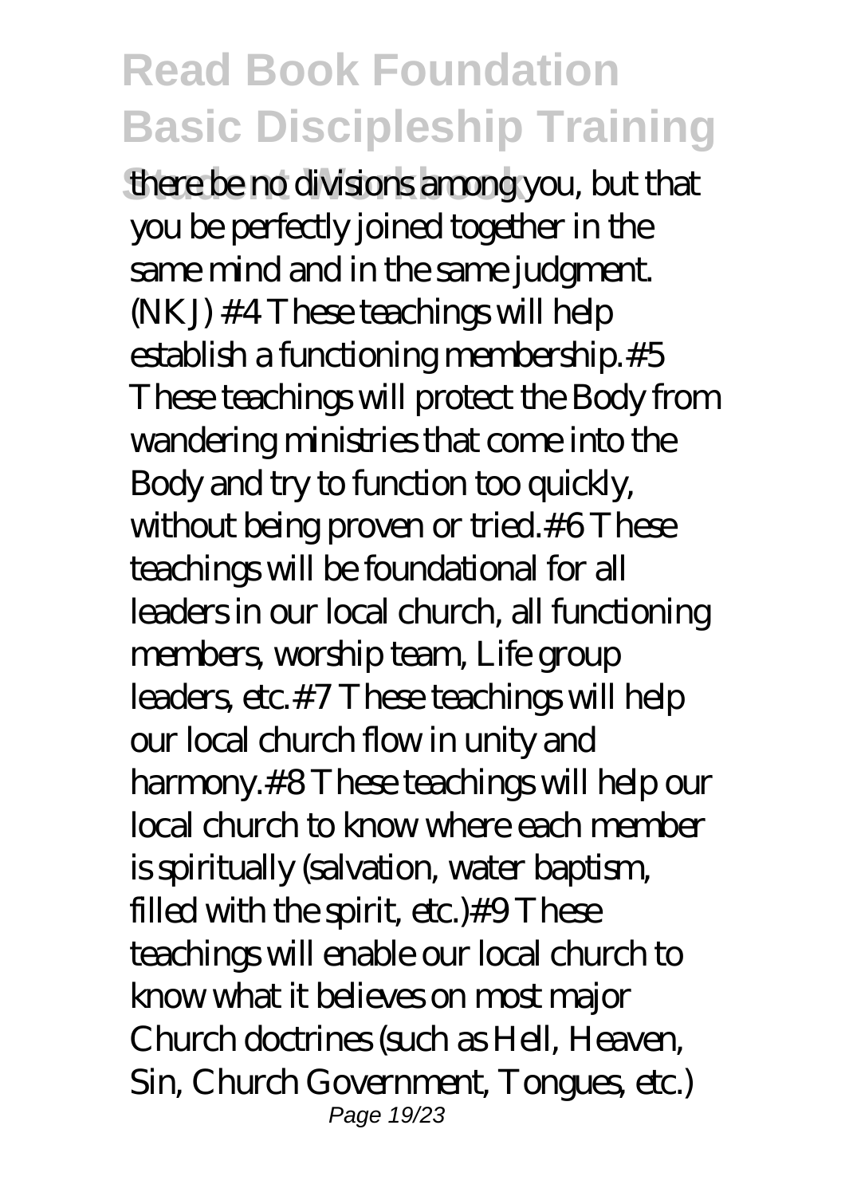there be no divisions among you, but that you be perfectly joined together in the same mind and in the same judgment. (NKJ) #4 These teachings will help establish a functioning membership.#5 These teachings will protect the Body from wandering ministries that come into the Body and try to function too quickly, without being proven or tried.#6 These teachings will be foundational for all leaders in our local church, all functioning members, worship team, Life group leaders, etc.#7 These teachings will help our local church flow in unity and harmony.#8 These teachings will help our local church to know where each member is spiritually (salvation, water baptism, filled with the spirit, etc.)#9 These teachings will enable our local church to know what it believes on most major Church doctrines (such as Hell, Heaven, Sin, Church Government, Tongues, etc.)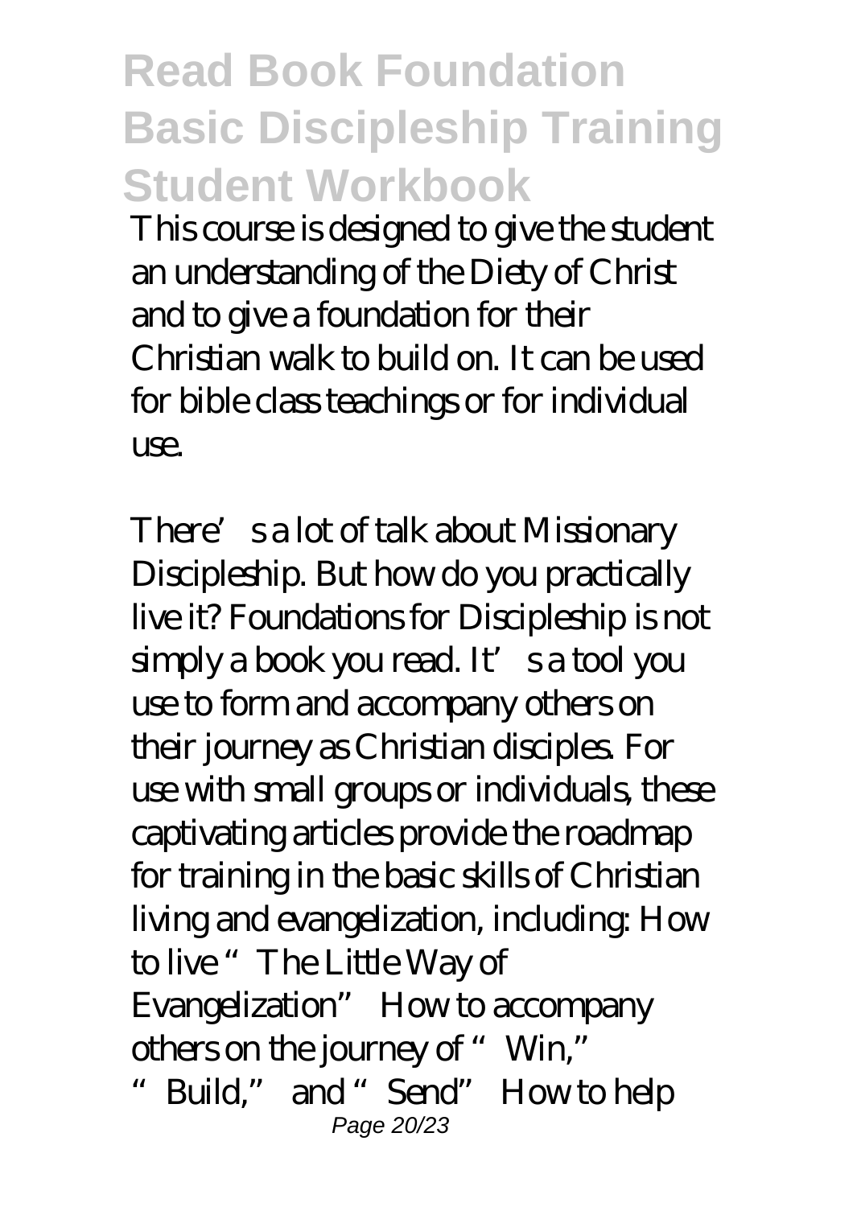This course is designed to give the student an understanding of the Diety of Christ and to give a foundation for their Christian walk to build on. It can be used for bible class teachings or for individual use.

There's a lot of talk about Missionary Discipleship. But how do you practically live it? Foundations for Discipleship is not simply a book you read. It's a tool you use to form and accompany others on their journey as Christian disciples. For use with small groups or individuals, these captivating articles provide the roadmap for training in the basic skills of Christian living and evangelization, including: How to live "The Little Way of Evangelization" How to accompany others on the journey of "Win," "Build," and "Send" How to help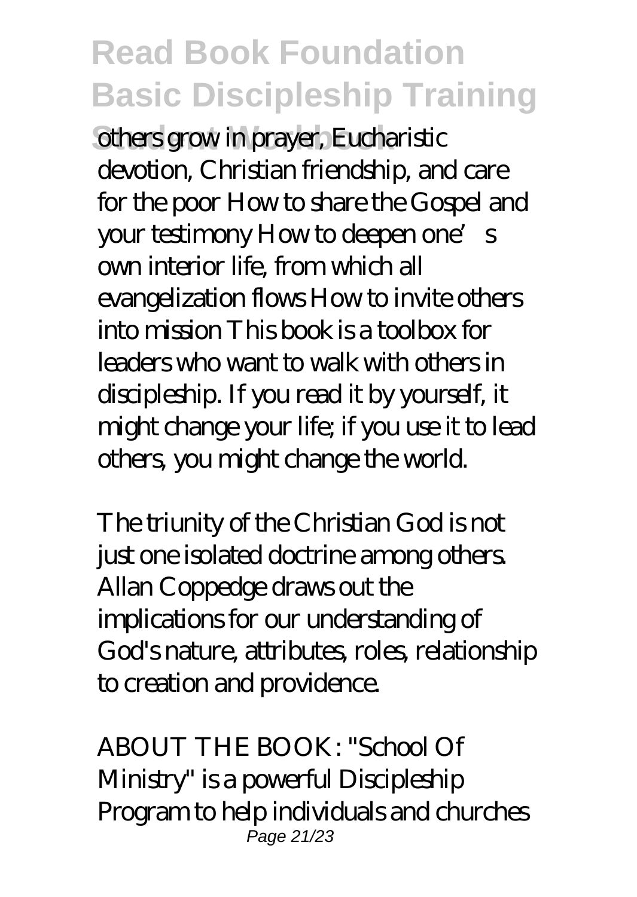others grow in prayer, Eucharistic devotion, Christian friendship, and care for the poor How to share the Gospel and your testimony How to deepen one's own interior life, from which all evangelization flows How to invite others into mission This book is a toolbox for leaders who want to walk with others in discipleship. If you read it by yourself, it might change your life; if you use it to lead others, you might change the world.

The triunity of the Christian God is not just one isolated doctrine among others. Allan Coppedge draws out the implications for our understanding of God's nature, attributes, roles, relationship to creation and providence.

ABOUT THE BOOK: "School Of Ministry" is a powerful Discipleship Program to help individuals and churches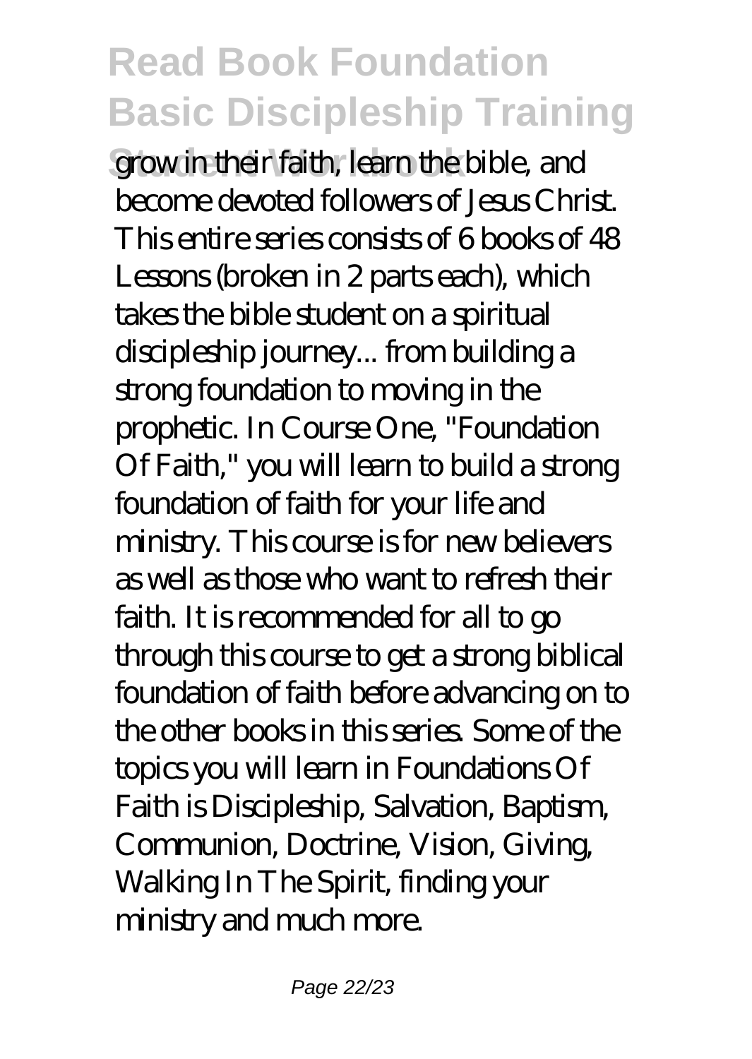grow in their faith, learn the bible, and become devoted followers of Jesus Christ. This entire series consists of 6 books of 48 Lessons (broken in 2 parts each), which takes the bible student on a spiritual discipleship journey... from building a strong foundation to moving in the prophetic. In Course One, "Foundation Of Faith," you will learn to build a strong foundation of faith for your life and ministry. This course is for new believers as well as those who want to refresh their faith. It is recommended for all to go through this course to get a strong biblical foundation of faith before advancing on to the other books in this series. Some of the topics you will learn in Foundations Of Faith is Discipleship, Salvation, Baptism, Communion, Doctrine, Vision, Giving, Walking In The Spirit, finding your ministry and much more.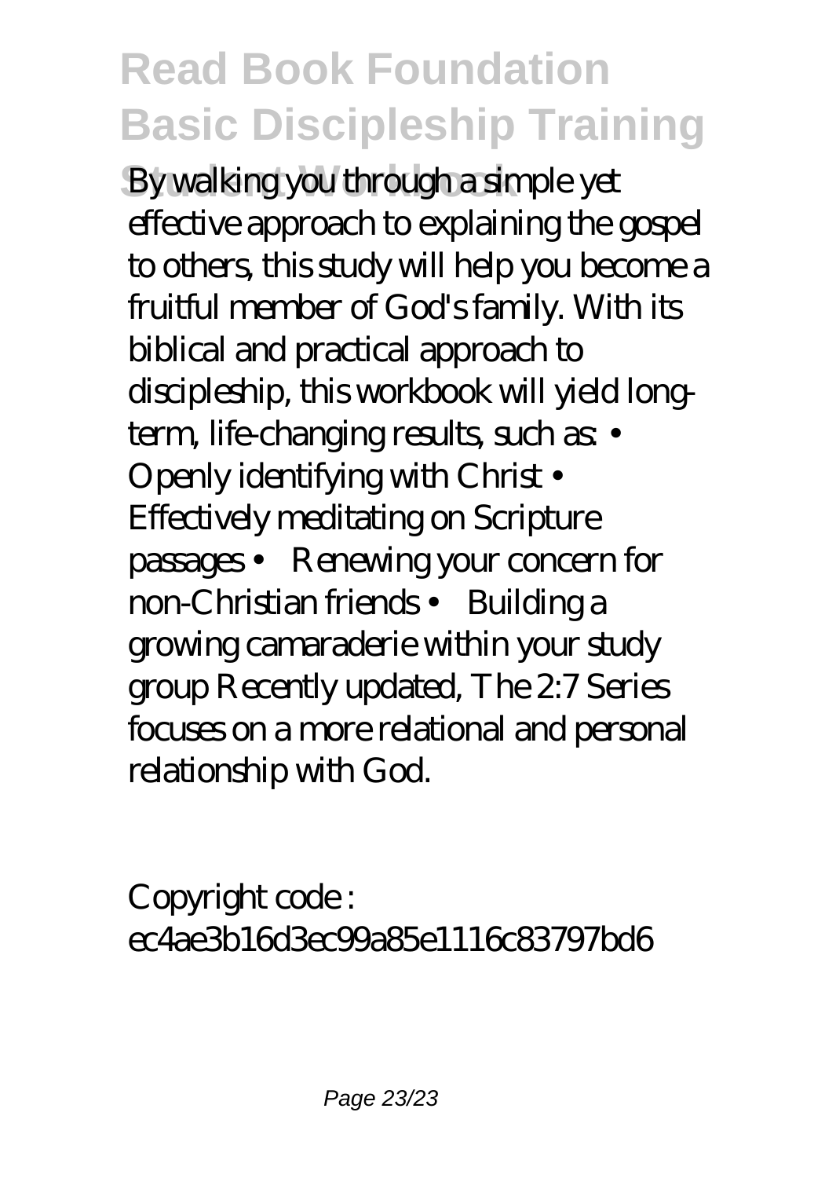By walking you through a simple yet effective approach to explaining the gospel to others, this study will help you become a fruitful member of God's family. With its biblical and practical approach to discipleship, this workbook will yield long-term, life-changing results, such as: • Openly identifying with Christ • Effectively meditating on Scripture passages • Renewing your concern for non-Christian friends • Building a growing camaraderie within your study group Recently updated, The 2:7 Series focuses on a more relational and personal relationship with God.

Copyright code : ec4ae3b16d3ec99a85e1116c83797bd6